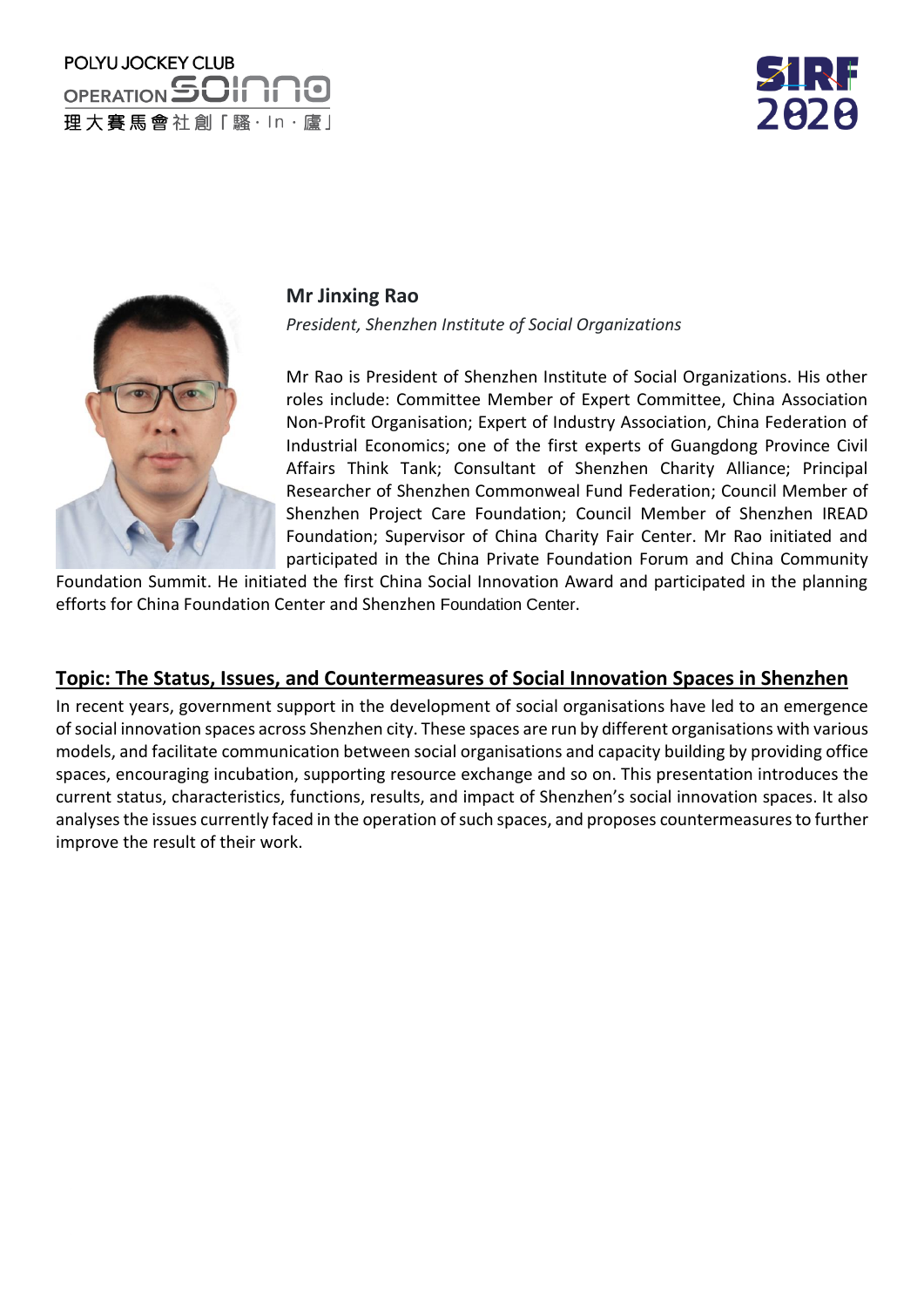**Mr Jinxing Rao**

*President, Shenzhen Institute of Social Organizations*

Mr Rao is President of Shenzhen Institute of Social Organizations. His other roles include: Committee Member of Expert Committee, China Association Non-Profit Organisation; Expert of Industry Association, China Federation of Industrial Economics; one of the first experts of Guangdong Province Civil Affairs Think Tank; Consultant of Shenzhen Charity Alliance; Principal Researcher of Shenzhen Commonweal Fund Federation; Council Member of Shenzhen Project Care Foundation; Council Member of Shenzhen IREAD Foundation; Supervisor of China Charity Fair Center. Mr Rao initiated and participated in the China Private Foundation Forum and China Community Foundation Summit. He initiated the first China Social Innovation Award and participated in the planning efforts for China Foundation Center and Shenzhen Foundation Center.

## Topic: The Status, Issues, and Countermeasures of Social Innovation Spaces in Shenzhen

In recent years, government support in the development of social organisations have led to an emergence of social innovation spaces across Shenzhen city. These spaces are run by different organisations with various models, and facilitate communication between social organisations and capacity building by providing office spaces, encouraging incubation, supporting resource exchange and so on. This presentation introduces the current status, characteristics, functions, results, and impact of Shenzhen's social innovation spaces. It also analyses the issues currently faced in the operation of such spaces, and proposes countermeasures to further improve the result of their work.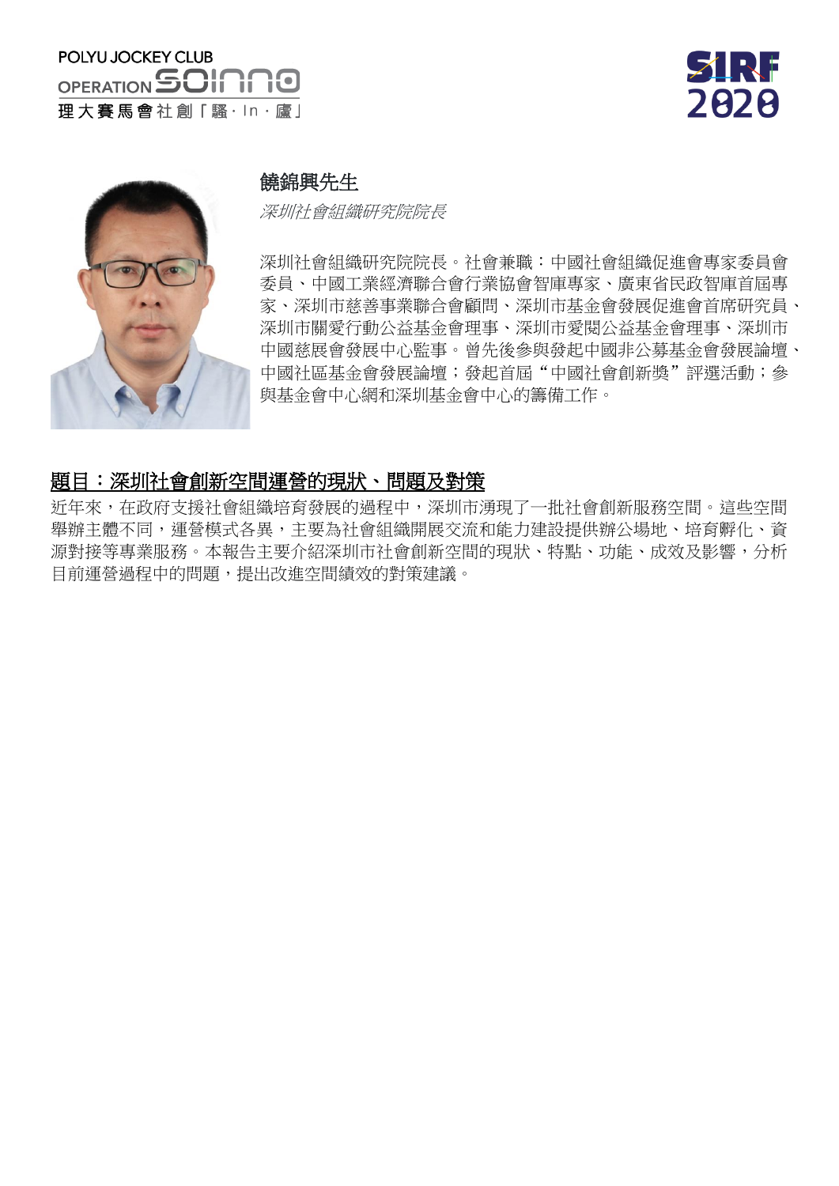## 饒錦興先生

*深圳社會組織研究院院長*

深圳社會組織研究院院長。社會兼職：中國社會組織促進會專家委員會委員、中國工業經濟聯合會行業協會智庫專家、廣東省民政智庫首屆專家、深圳市慈善事業聯合會顧問、深圳市基金會發展促進會首席研究員、深圳市關愛行動公益基金會理事、深圳市愛閱公益基金會理事、深圳市中國慈展會發展中心監事。曾先後參與發起中國非公募基金會發展論壇、中國社區基金會發展論壇；發起首屆“中國社會創新獎”評選活動；參與基金會中心網和深圳基金會中心的籌備工作。

## 題目：深圳社會創新空間運營的現狀、問題及對策

近年來，在政府支援社會組織培育發展的過程中，深圳市湧現了一批社會創新服務空間。這些空間舉辦主體不同，運營模式各異，主要為社會組織開展交流和能力建設提供辦公場地、培育孵化、資源對接等專業服務。本報告主要介紹深圳市社會創新空間的現狀、特點、功能、成效及影響，分析目前運營過程中的問題，提出改進空間績效的對策建議。